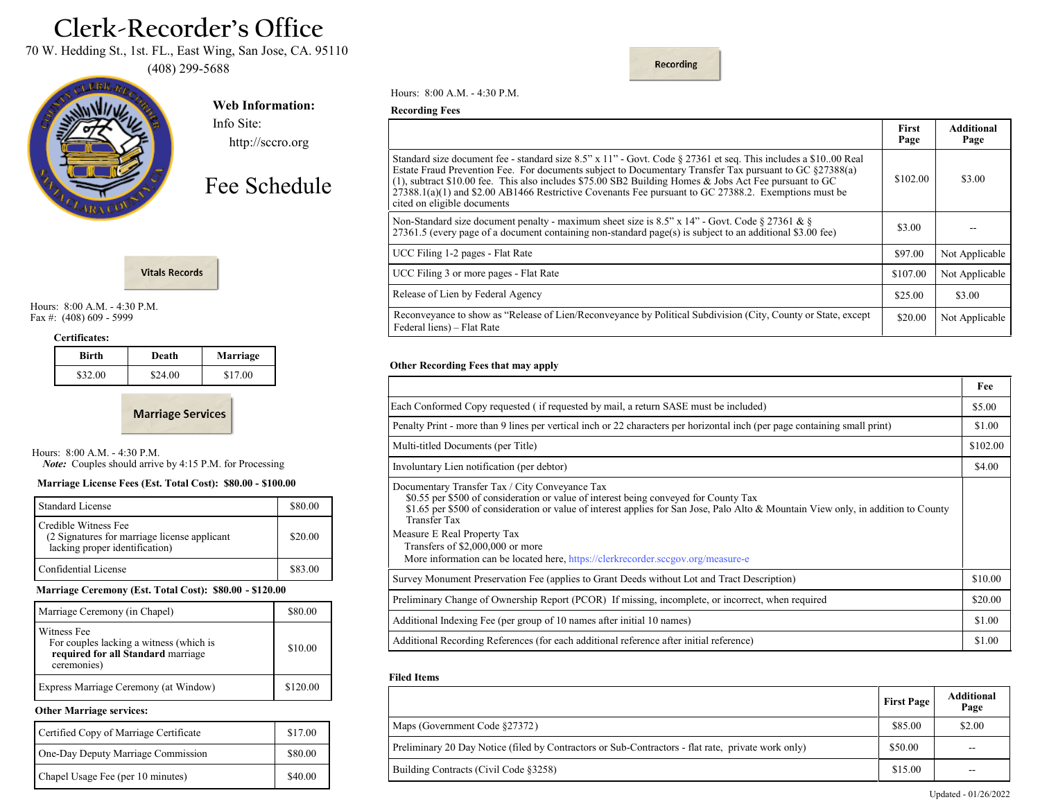# Clerk-Recorder's Office

70 W. Hedding St., 1st. FL., East Wing, San Jose, CA. 95110

(408) 299-5688

**Web Information:**

Info Site:

http://sccro.org

## Fee Schedule

### Vitals Records

Hours: 8:00 A.M. - 4:30 P.M.
Fax #: (408) 609 - 5999

**Certificates:**

| Birth | Death | Marriage |
|---|---|---|
| $32.00 | $24.00 | $17.00 |

### Marriage Services

Hours: 8:00 A.M. - 4:30 P.M.

***Note:*** Couples should arrive by 4:15 P.M. for Processing

**Marriage License Fees (Est. Total Cost): $80.00 - $100.00**

| | |
|---|---|
| Standard License | $80.00 |
| Credible Witness Fee (2 Signatures for marriage license applicant lacking proper identification) | $20.00 |
| Confidential License | $83.00 |

**Marriage Ceremony (Est. Total Cost): $80.00 - $120.00**

| | |
|---|---|
| Marriage Ceremony (in Chapel) | $80.00 |
| Witness Fee For couples lacking a witness (which is **required for all Standard** marriage ceremonies) | $10.00 |
| Express Marriage Ceremony (at Window) | $120.00 |

**Other Marriage services:**

| | |
|---|---|
| Certified Copy of Marriage Certificate | $17.00 |
| One-Day Deputy Marriage Commission | $80.00 |
| Chapel Usage Fee (per 10 minutes) | $40.00 |

### Recording

Hours: 8:00 A.M. - 4:30 P.M.

**Recording Fees**

| | First Page | Additional Page |
|---|---|---|
| Standard size document fee - standard size 8.5" x 11" - Govt. Code § 27361 et seq. This includes a $10..00 Real Estate Fraud Prevention Fee. For documents subject to Documentary Transfer Tax pursuant to GC §27388(a)(1), subtract $10.00 fee. This also includes $75.00 SB2 Building Homes & Jobs Act Fee pursuant to GC 27388.1(a)(1) and $2.00 AB1466 Restrictive Covenants Fee pursuant to GC 27388.2. Exemptions must be cited on eligible documents | $102.00 | $3.00 |
| Non-Standard size document penalty - maximum sheet size is 8.5" x 14" - Govt. Code § 27361 & § 27361.5 (every page of a document containing non-standard page(s) is subject to an additional $3.00 fee) | $3.00 | -- |
| UCC Filing 1-2 pages - Flat Rate | $97.00 | Not Applicable |
| UCC Filing 3 or more pages - Flat Rate | $107.00 | Not Applicable |
| Release of Lien by Federal Agency | $25.00 | $3.00 |
| Reconveyance to show as "Release of Lien/Reconveyance by Political Subdivision (City, County or State, except Federal liens) – Flat Rate | $20.00 | Not Applicable |

**Other Recording Fees that may apply**

| | Fee |
|---|---|
| Each Conformed Copy requested ( if requested by mail, a return SASE must be included) | $5.00 |
| Penalty Print - more than 9 lines per vertical inch or 22 characters per horizontal inch (per page containing small print) | $1.00 |
| Multi-titled Documents (per Title) | $102.00 |
| Involuntary Lien notification (per debtor) | $4.00 |
| Documentary Transfer Tax / City Conveyance Tax<br>$0.55 per $500 of consideration or value of interest being conveyed for County Tax<br>$1.65 per $500 of consideration or value of interest applies for San Jose, Palo Alto & Mountain View only, in addition to County Transfer Tax<br>Measure E Real Property Tax<br>Transfers of $2,000,000 or more<br>More information can be located here, https://clerkrecorder.sccgov.org/measure-e | |
| Survey Monument Preservation Fee (applies to Grant Deeds without Lot and Tract Description) | $10.00 |
| Preliminary Change of Ownership Report (PCOR) If missing, incomplete, or incorrect, when required | $20.00 |
| Additional Indexing Fee (per group of 10 names after initial 10 names) | $1.00 |
| Additional Recording References (for each additional reference after initial reference) | $1.00 |

**Filed Items**

| | First Page | Additional Page |
|---|---|---|
| Maps (Government Code §27372) | $85.00 | $2.00 |
| Preliminary 20 Day Notice (filed by Contractors or Sub-Contractors - flat rate, private work only) | $50.00 | -- |
| Building Contracts (Civil Code §3258) | $15.00 | -- |

Updated - 01/26/2022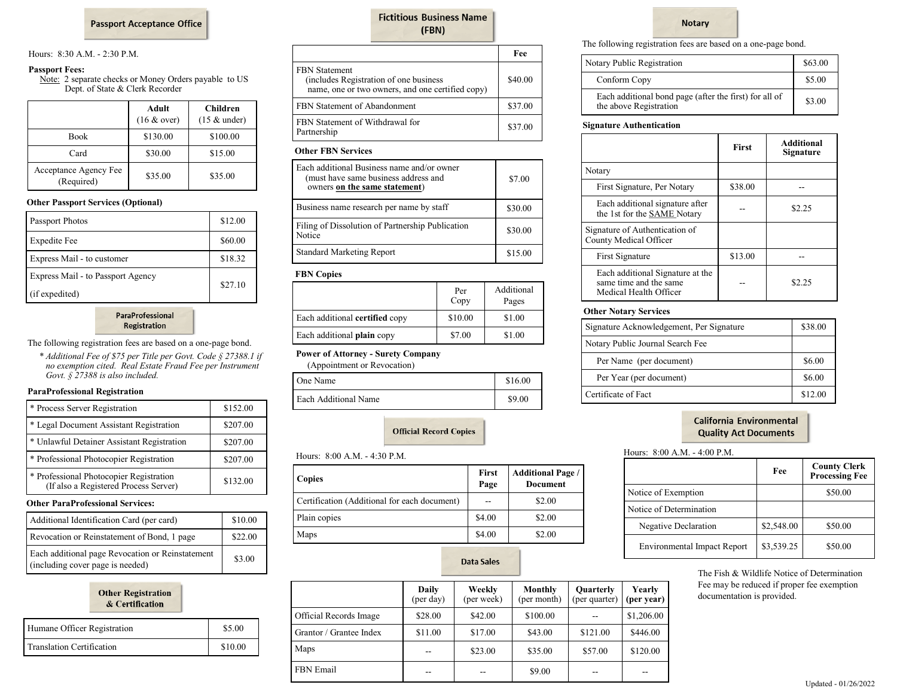## Passport Acceptance Office

Hours: 8:30 A.M. - 2:30 P.M.

**Passport Fees:**

Note: 2 separate checks or Money Orders payable to US Dept. of State & Clerk Recorder

| | Adult (16 & over) | Children (15 & under) |
|---|---|---|
| Book | $130.00 | $100.00 |
| Card | $30.00 | $15.00 |
| Acceptance Agency Fee (Required) | $35.00 | $35.00 |

**Other Passport Services (Optional)**

| | |
|---|---|
| Passport Photos | $12.00 |
| Expedite Fee | $60.00 |
| Express Mail - to customer | $18.32 |
| Express Mail - to Passport Agency (if expedited) | $27.10 |

## ParaProfessional Registration

The following registration fees are based on a one-page bond.

*\* Additional Fee of $75 per Title per Govt. Code § 27388.1 if no exemption cited. Real Estate Fraud Fee per Instrument Govt. § 27388 is also included.*

**ParaProfessional Registration**

| | |
|---|---|
| * Process Server Registration | $152.00 |
| * Legal Document Assistant Registration | $207.00 |
| * Unlawful Detainer Assistant Registration | $207.00 |
| * Professional Photocopier Registration | $207.00 |
| * Professional Photocopier Registration (If also a Registered Process Server) | $132.00 |

**Other ParaProfessional Services:**

| | |
|---|---|
| Additional Identification Card (per card) | $10.00 |
| Revocation or Reinstatement of Bond, 1 page | $22.00 |
| Each additional page Revocation or Reinstatement (including cover page is needed) | $3.00 |

## Other Registration & Certification

| | |
|---|---|
| Humane Officer Registration | $5.00 |
| Translation Certification | $10.00 |

## Fictitious Business Name (FBN)

| | Fee |
|---|---|
| FBN Statement (includes Registration of one business name, one or two owners, and one certified copy) | $40.00 |
| FBN Statement of Abandonment | $37.00 |
| FBN Statement of Withdrawal for Partnership | $37.00 |

**Other FBN Services**

| | |
|---|---|
| Each additional Business name and/or owner (must have same business address and owners **on the same statement**) | $7.00 |
| Business name research per name by staff | $30.00 |
| Filing of Dissolution of Partnership Publication Notice | $30.00 |
| Standard Marketing Report | $15.00 |

**FBN Copies**

| | Per Copy | Additional Pages |
|---|---|---|
| Each additional **certified** copy | $10.00 | $1.00 |
| Each additional **plain** copy | $7.00 | $1.00 |

**Power of Attorney - Surety Company**
(Appointment or Revocation)

| | |
|---|---|
| One Name | $16.00 |
| Each Additional Name | $9.00 |

## Official Record Copies

Hours: 8:00 A.M. - 4:30 P.M.

| Copies | First Page | Additional Page / Document |
|---|---|---|
| Certification (Additional for each document) | -- | $2.00 |
| Plain copies | $4.00 | $2.00 |
| Maps | $4.00 | $2.00 |

## Data Sales

| | Daily (per day) | Weekly (per week) | Monthly (per month) | Quarterly (per quarter) | Yearly (per year) |
|---|---|---|---|---|---|
| Official Records Image | $28.00 | $42.00 | $100.00 | -- | $1,206.00 |
| Grantor / Grantee Index | $11.00 | $17.00 | $43.00 | $121.00 | $446.00 |
| Maps | -- | $23.00 | $35.00 | $57.00 | $120.00 |
| FBN Email | -- | -- | $9.00 | -- | -- |

## Notary

The following registration fees are based on a one-page bond.

| | |
|---|---|
| Notary Public Registration | $63.00 |
| Conform Copy | $5.00 |
| Each additional bond page (after the first) for all of the above Registration | $3.00 |

**Signature Authentication**

| | First | Additional Signature |
|---|---|---|
| Notary | | |
| First Signature, Per Notary | $38.00 | -- |
| Each additional signature after the 1st for the SAME Notary | -- | $2.25 |
| Signature of Authentication of County Medical Officer | | |
| First Signature | $13.00 | -- |
| Each additional Signature at the same time and the same Medical Health Officer | -- | $2.25 |

**Other Notary Services**

| | |
|---|---|
| Signature Acknowledgement, Per Signature | $38.00 |
| Notary Public Journal Search Fee | |
| Per Name (per document) | $6.00 |
| Per Year (per document) | $6.00 |
| Certificate of Fact | $12.00 |

## California Environmental Quality Act Documents

Hours: 8:00 A.M. - 4:00 P.M.

| | Fee | County Clerk Processing Fee |
|---|---|---|
| Notice of Exemption | | $50.00 |
| Notice of Determination | | |
| Negative Declaration | $2,548.00 | $50.00 |
| Environmental Impact Report | $3,539.25 | $50.00 |

The Fish & Wildlife Notice of Determination Fee may be reduced if proper fee exemption documentation is provided.

Updated - 01/26/2022